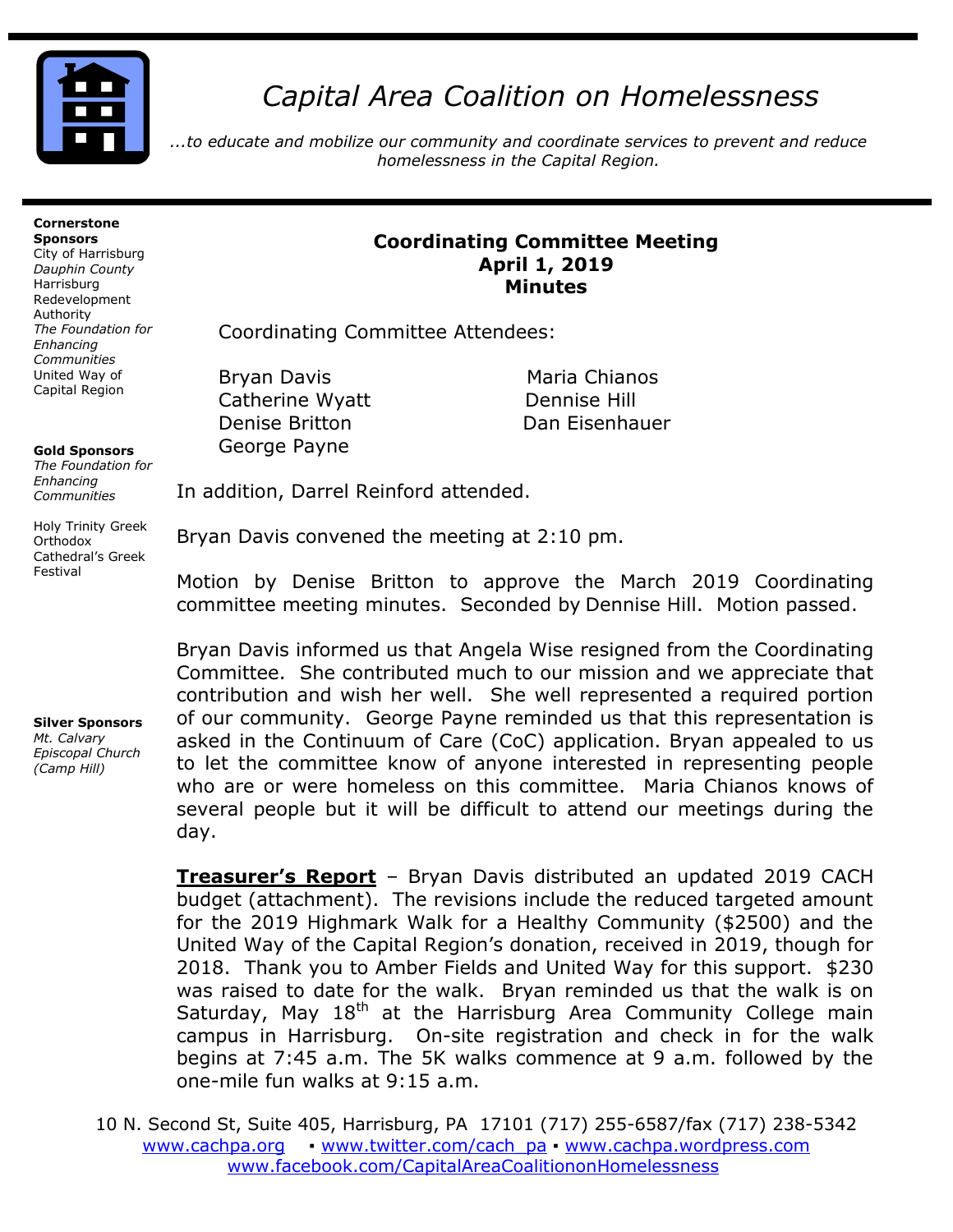# Capital Area Coalition on Homelessness

*...to educate and mobilize our community and coordinate services to prevent and reduce homelessness in the Capital Region.*

**Cornerstone Sponsors**
City of Harrisburg
*Dauphin County*
Harrisburg Redevelopment Authority
*The Foundation for Enhancing Communities*
United Way of Capital Region

**Gold Sponsors**
*The Foundation for Enhancing Communities*

Holy Trinity Greek Orthodox Cathedral's Greek Festival

**Silver Sponsors**
*Mt. Calvary Episcopal Church (Camp Hill)*

## Coordinating Committee Meeting
## April 1, 2019
## Minutes

Coordinating Committee Attendees:

| | |
|---|---|
| Bryan Davis | Maria Chianos |
| Catherine Wyatt | Dennise Hill |
| Denise Britton | Dan Eisenhauer |
| George Payne | |

In addition, Darrel Reinford attended.

Bryan Davis convened the meeting at 2:10 pm.

Motion by Denise Britton to approve the March 2019 Coordinating committee meeting minutes. Seconded by Dennise Hill. Motion passed.

Bryan Davis informed us that Angela Wise resigned from the Coordinating Committee. She contributed much to our mission and we appreciate that contribution and wish her well. She well represented a required portion of our community. George Payne reminded us that this representation is asked in the Continuum of Care (CoC) application. Bryan appealed to us to let the committee know of anyone interested in representing people who are or were homeless on this committee. Maria Chianos knows of several people but it will be difficult to attend our meetings during the day.

**Treasurer's Report** – Bryan Davis distributed an updated 2019 CACH budget (attachment). The revisions include the reduced targeted amount for the 2019 Highmark Walk for a Healthy Community ($2500) and the United Way of the Capital Region's donation, received in 2019, though for 2018. Thank you to Amber Fields and United Way for this support. $230 was raised to date for the walk. Bryan reminded us that the walk is on Saturday, May 18th at the Harrisburg Area Community College main campus in Harrisburg. On-site registration and check in for the walk begins at 7:45 a.m. The 5K walks commence at 9 a.m. followed by the one-mile fun walks at 9:15 a.m.

10 N. Second St, Suite 405, Harrisburg, PA 17101 (717) 255-6587/fax (717) 238-5342
www.cachpa.org ▪ www.twitter.com/cach_pa ▪ www.cachpa.wordpress.com
www.facebook.com/CapitalAreaCoalitiononHomelessness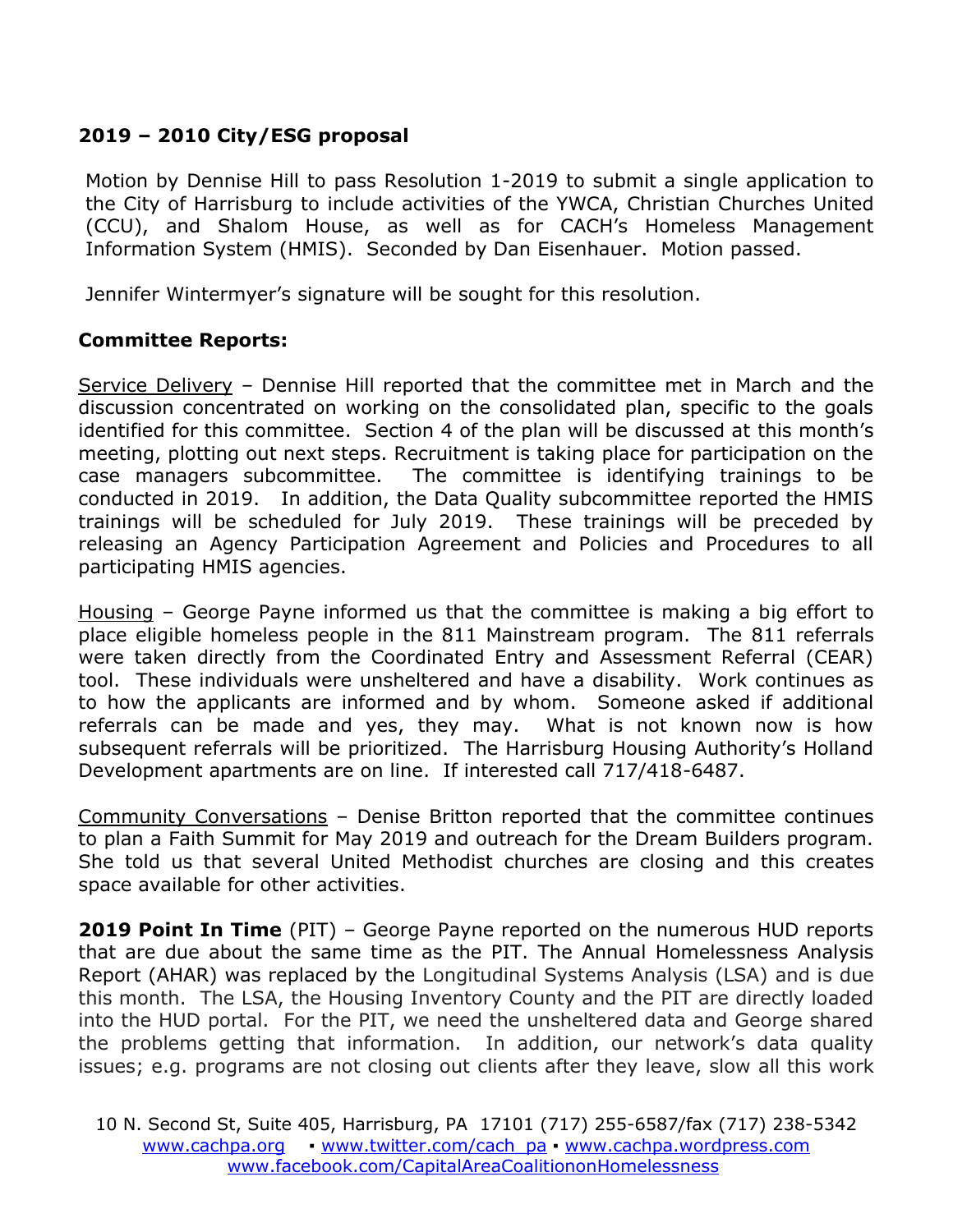**2019 – 2010 City/ESG proposal**

Motion by Dennise Hill to pass Resolution 1-2019 to submit a single application to the City of Harrisburg to include activities of the YWCA, Christian Churches United (CCU), and Shalom House, as well as for CACH's Homeless Management Information System (HMIS). Seconded by Dan Eisenhauer. Motion passed.

Jennifer Wintermyer's signature will be sought for this resolution.

**Committee Reports:**

Service Delivery – Dennise Hill reported that the committee met in March and the discussion concentrated on working on the consolidated plan, specific to the goals identified for this committee. Section 4 of the plan will be discussed at this month's meeting, plotting out next steps. Recruitment is taking place for participation on the case managers subcommittee. The committee is identifying trainings to be conducted in 2019. In addition, the Data Quality subcommittee reported the HMIS trainings will be scheduled for July 2019. These trainings will be preceded by releasing an Agency Participation Agreement and Policies and Procedures to all participating HMIS agencies.

Housing – George Payne informed us that the committee is making a big effort to place eligible homeless people in the 811 Mainstream program. The 811 referrals were taken directly from the Coordinated Entry and Assessment Referral (CEAR) tool. These individuals were unsheltered and have a disability. Work continues as to how the applicants are informed and by whom. Someone asked if additional referrals can be made and yes, they may. What is not known now is how subsequent referrals will be prioritized. The Harrisburg Housing Authority's Holland Development apartments are on line. If interested call 717/418-6487.

Community Conversations – Denise Britton reported that the committee continues to plan a Faith Summit for May 2019 and outreach for the Dream Builders program. She told us that several United Methodist churches are closing and this creates space available for other activities.

**2019 Point In Time** (PIT) – George Payne reported on the numerous HUD reports that are due about the same time as the PIT. The Annual Homelessness Analysis Report (AHAR) was replaced by the Longitudinal Systems Analysis (LSA) and is due this month. The LSA, the Housing Inventory County and the PIT are directly loaded into the HUD portal. For the PIT, we need the unsheltered data and George shared the problems getting that information. In addition, our network's data quality issues; e.g. programs are not closing out clients after they leave, slow all this work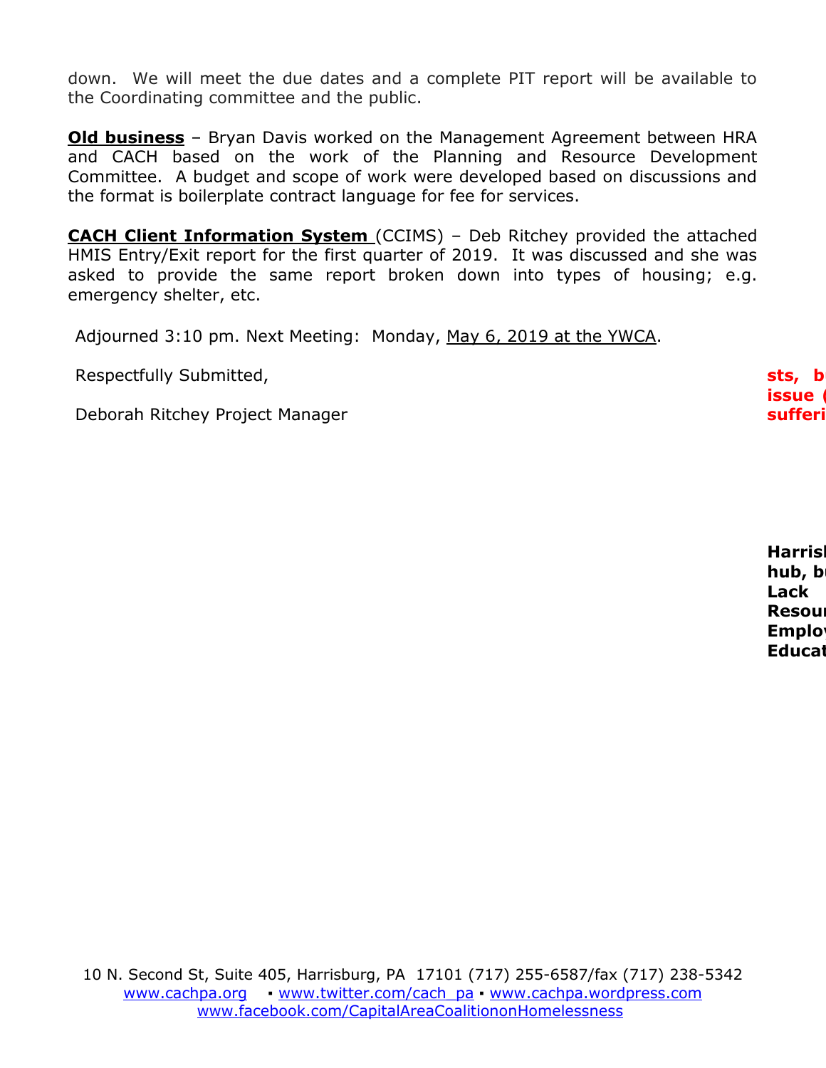down. We will meet the due dates and a complete PIT report will be available to the Coordinating committee and the public.

**Old business** – Bryan Davis worked on the Management Agreement between HRA and CACH based on the work of the Planning and Resource Development Committee. A budget and scope of work were developed based on discussions and the format is boilerplate contract language for fee for services.

**CACH Client Information System** (CCIMS) – Deb Ritchey provided the attached HMIS Entry/Exit report for the first quarter of 2019. It was discussed and she was asked to provide the same report broken down into types of housing; e.g. emergency shelter, etc.

Adjourned 3:10 pm. Next Meeting: Monday, May 6, 2019 at the YWCA.

Respectfully Submitted,

Deborah Ritchey Project Manager

**sts, b**
**issue (**
**sufferi**

**Harrisl**
**hub, bu**
**Lack**
**Resour**
**Employ**
**Educat**

10 N. Second St, Suite 405, Harrisburg, PA 17101 (717) 255-6587/fax (717) 238-5342
www.cachpa.org ▪ www.twitter.com/cach_pa ▪ www.cachpa.wordpress.com
www.facebook.com/CapitalAreaCoalitiononHomelessness